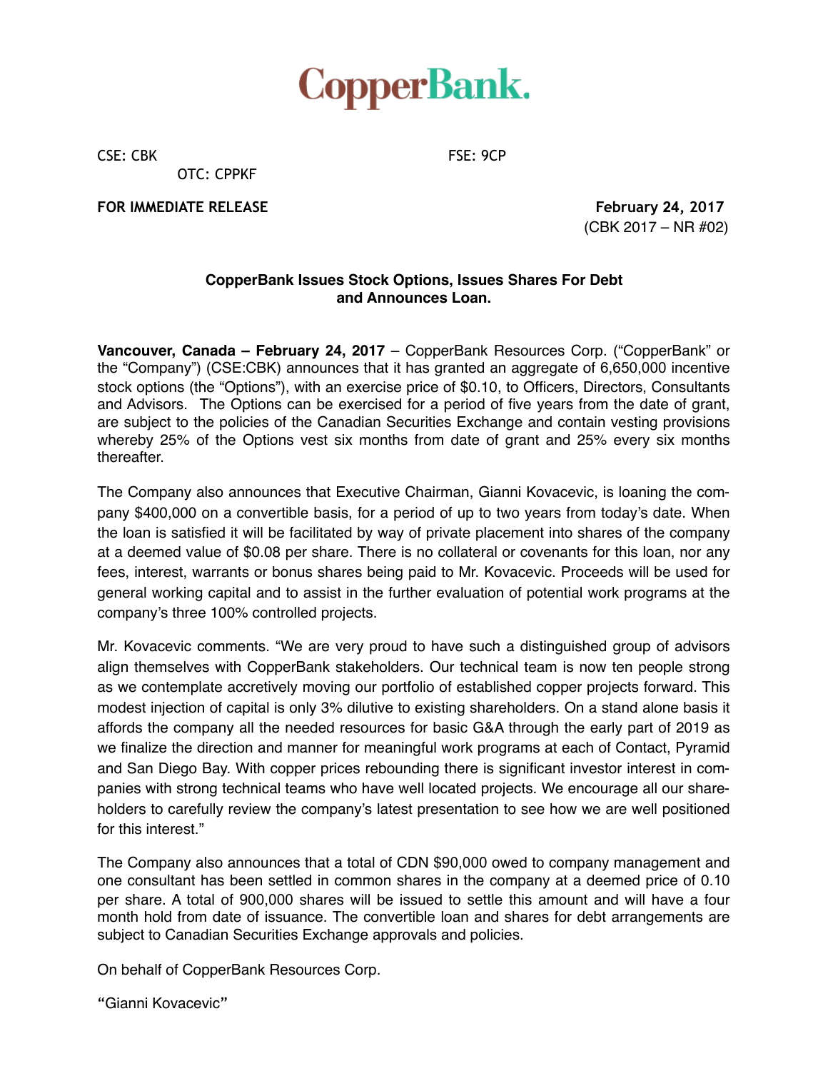# CopperBank.

CSE: CBK FSE: 9CP

OTC: CPPKF

**FOR IMMEDIATE RELEASE** **February 24, 2017**

(CBK 2017 – NR #02)

**CopperBank Issues Stock Options, Issues Shares For Debt and Announces Loan.**

**Vancouver, Canada – February 24, 2017** – CopperBank Resources Corp. ("CopperBank" or the "Company") (CSE:CBK) announces that it has granted an aggregate of 6,650,000 incentive stock options (the "Options"), with an exercise price of $0.10, to Officers, Directors, Consultants and Advisors. The Options can be exercised for a period of five years from the date of grant, are subject to the policies of the Canadian Securities Exchange and contain vesting provisions whereby 25% of the Options vest six months from date of grant and 25% every six months thereafter.

The Company also announces that Executive Chairman, Gianni Kovacevic, is loaning the company $400,000 on a convertible basis, for a period of up to two years from today's date. When the loan is satisfied it will be facilitated by way of private placement into shares of the company at a deemed value of $0.08 per share. There is no collateral or covenants for this loan, nor any fees, interest, warrants or bonus shares being paid to Mr. Kovacevic. Proceeds will be used for general working capital and to assist in the further evaluation of potential work programs at the company's three 100% controlled projects.

Mr. Kovacevic comments. "We are very proud to have such a distinguished group of advisors align themselves with CopperBank stakeholders. Our technical team is now ten people strong as we contemplate accretively moving our portfolio of established copper projects forward. This modest injection of capital is only 3% dilutive to existing shareholders. On a stand alone basis it affords the company all the needed resources for basic G&A through the early part of 2019 as we finalize the direction and manner for meaningful work programs at each of Contact, Pyramid and San Diego Bay. With copper prices rebounding there is significant investor interest in companies with strong technical teams who have well located projects. We encourage all our shareholders to carefully review the company's latest presentation to see how we are well positioned for this interest."

The Company also announces that a total of CDN $90,000 owed to company management and one consultant has been settled in common shares in the company at a deemed price of 0.10 per share. A total of 900,000 shares will be issued to settle this amount and will have a four month hold from date of issuance. The convertible loan and shares for debt arrangements are subject to Canadian Securities Exchange approvals and policies.

On behalf of CopperBank Resources Corp.

"Gianni Kovacevic"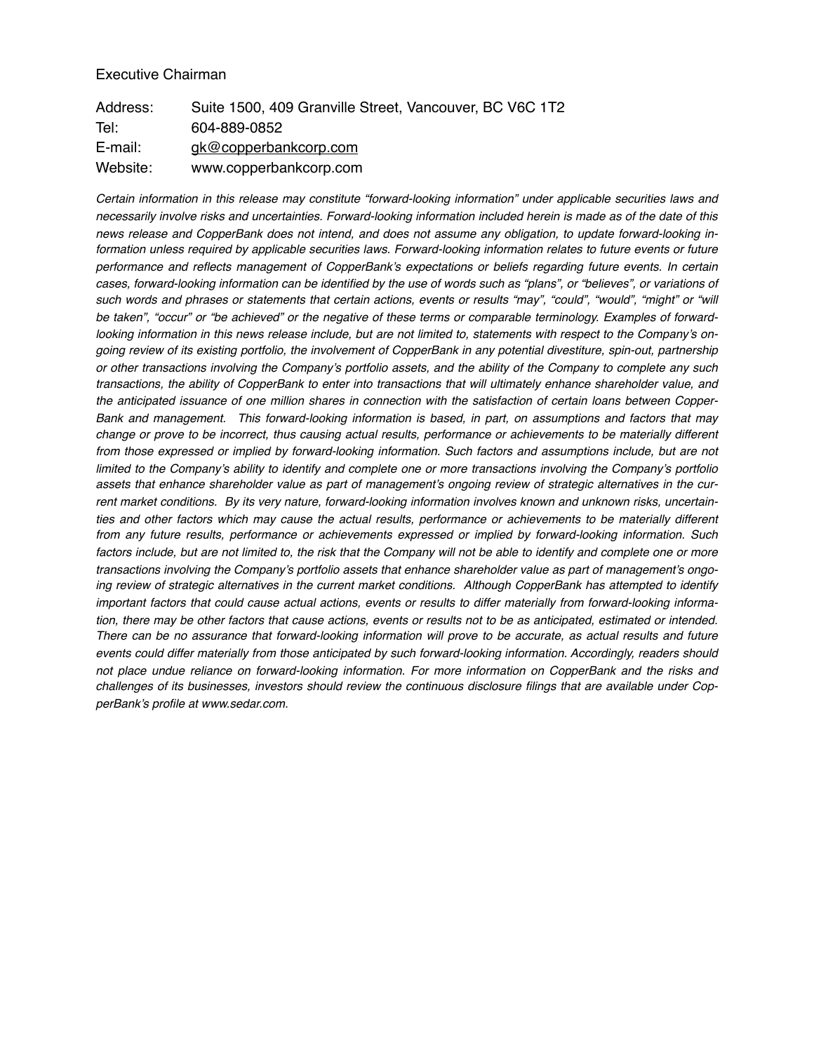Executive Chairman

| | |
|---|---|
| Address: | Suite 1500, 409 Granville Street, Vancouver, BC V6C 1T2 |
| Tel: | 604-889-0852 |
| E-mail: | gk@copperbankcorp.com |
| Website: | www.copperbankcorp.com |

*Certain information in this release may constitute "forward-looking information" under applicable securities laws and necessarily involve risks and uncertainties. Forward-looking information included herein is made as of the date of this news release and CopperBank does not intend, and does not assume any obligation, to update forward-looking information unless required by applicable securities laws. Forward-looking information relates to future events or future performance and reflects management of CopperBank's expectations or beliefs regarding future events. In certain cases, forward-looking information can be identified by the use of words such as "plans", or "believes", or variations of such words and phrases or statements that certain actions, events or results "may", "could", "would", "might" or "will be taken", "occur" or "be achieved" or the negative of these terms or comparable terminology. Examples of forward-looking information in this news release include, but are not limited to, statements with respect to the Company's ongoing review of its existing portfolio, the involvement of CopperBank in any potential divestiture, spin-out, partnership or other transactions involving the Company's portfolio assets, and the ability of the Company to complete any such transactions, the ability of CopperBank to enter into transactions that will ultimately enhance shareholder value, and the anticipated issuance of one million shares in connection with the satisfaction of certain loans between CopperBank and management. This forward-looking information is based, in part, on assumptions and factors that may change or prove to be incorrect, thus causing actual results, performance or achievements to be materially different from those expressed or implied by forward-looking information. Such factors and assumptions include, but are not limited to the Company's ability to identify and complete one or more transactions involving the Company's portfolio assets that enhance shareholder value as part of management's ongoing review of strategic alternatives in the current market conditions. By its very nature, forward-looking information involves known and unknown risks, uncertainties and other factors which may cause the actual results, performance or achievements to be materially different from any future results, performance or achievements expressed or implied by forward-looking information. Such factors include, but are not limited to, the risk that the Company will not be able to identify and complete one or more transactions involving the Company's portfolio assets that enhance shareholder value as part of management's ongoing review of strategic alternatives in the current market conditions. Although CopperBank has attempted to identify important factors that could cause actual actions, events or results to differ materially from forward-looking information, there may be other factors that cause actions, events or results not to be as anticipated, estimated or intended. There can be no assurance that forward-looking information will prove to be accurate, as actual results and future events could differ materially from those anticipated by such forward-looking information. Accordingly, readers should not place undue reliance on forward-looking information. For more information on CopperBank and the risks and challenges of its businesses, investors should review the continuous disclosure filings that are available under CopperBank's profile at www.sedar.com.*